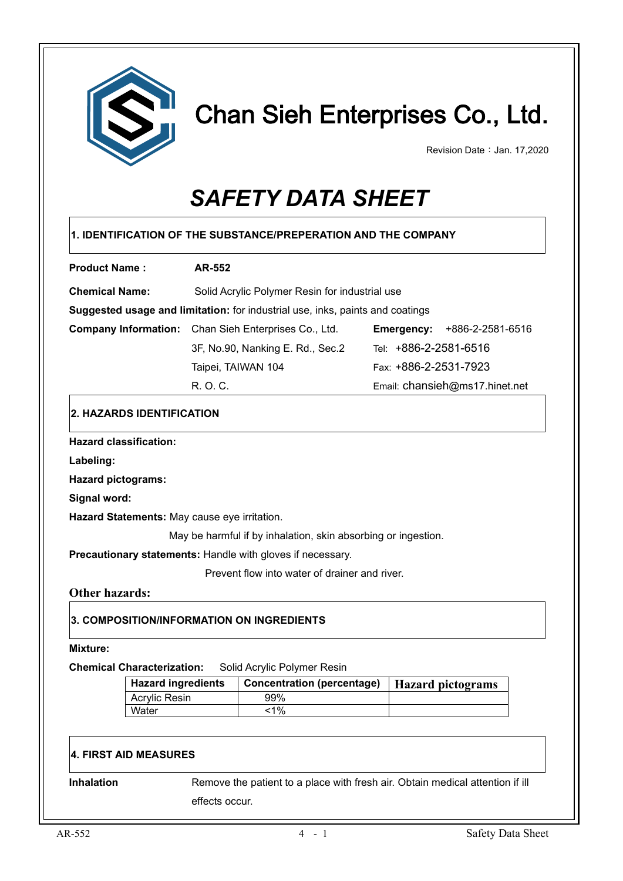# Chan Sieh Enterprises Co., Ltd.

Revision Date：Jan. 17,2020

# *SAFETY DATA SHEET*

## 1. IDENTIFICATION OF THE SUBSTANCE/PREPERATION AND THE COMPANY

**Product Name :** **AR-552**

**Chemical Name:** Solid Acrylic Polymer Resin for industrial use

**Suggested usage and limitation:** for industrial use, inks, paints and coatings

**Company Information:** Chan Sieh Enterprises Co., Ltd.
3F, No.90, Nanking E. Rd., Sec.2
Taipei, TAIWAN 104
R. O. C.

**Emergency:** +886-2-2581-6516
Tel: +886-2-2581-6516
Fax: +886-2-2531-7923
Email: chansieh@ms17.hinet.net

## 2. HAZARDS IDENTIFICATION

**Hazard classification:**

**Labeling:**

**Hazard pictograms:**

**Signal word:**

**Hazard Statements:** May cause eye irritation.
May be harmful if by inhalation, skin absorbing or ingestion.

**Precautionary statements:** Handle with gloves if necessary.
Prevent flow into water of drainer and river.

**Other hazards:**

## 3. COMPOSITION/INFORMATION ON INGREDIENTS

**Mixture:**

**Chemical Characterization:** Solid Acrylic Polymer Resin

| Hazard ingredients | Concentration (percentage) | Hazard pictograms |
| --- | --- | --- |
| Acrylic Resin | 99% | |
| Water | <1% | |

## 4. FIRST AID MEASURES

**Inhalation** Remove the patient to a place with fresh air. Obtain medical attention if ill effects occur.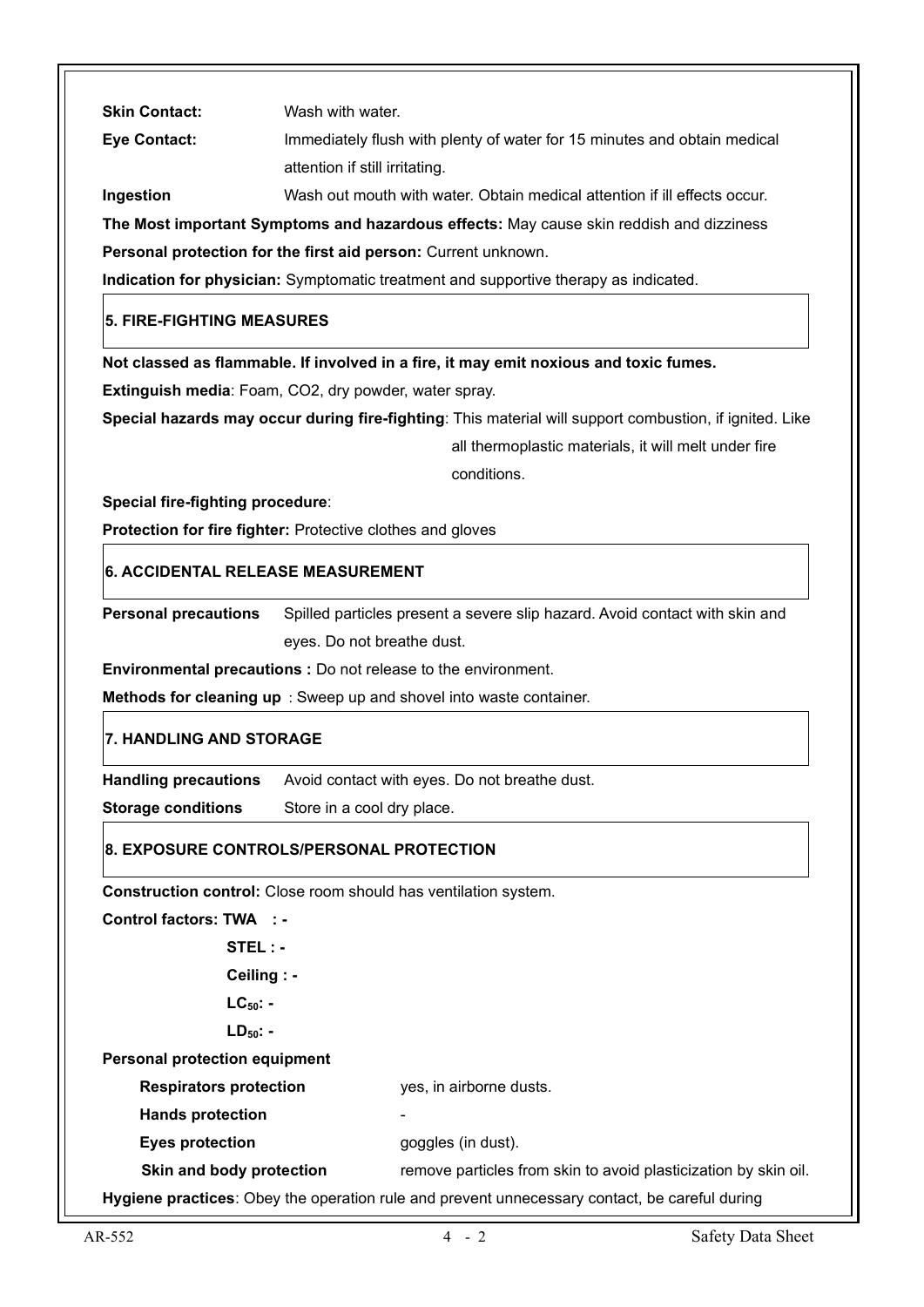**Skin Contact:** Wash with water.

**Eye Contact:** Immediately flush with plenty of water for 15 minutes and obtain medical attention if still irritating.

**Ingestion** Wash out mouth with water. Obtain medical attention if ill effects occur.

**The Most important Symptoms and hazardous effects:** May cause skin reddish and dizziness

**Personal protection for the first aid person:** Current unknown.

**Indication for physician:** Symptomatic treatment and supportive therapy as indicated.

## 5. FIRE-FIGHTING MEASURES

**Not classed as flammable. If involved in a fire, it may emit noxious and toxic fumes.**

**Extinguish media**: Foam, $CO_2$, dry powder, water spray.

**Special hazards may occur during fire-fighting**: This material will support combustion, if ignited. Like all thermoplastic materials, it will melt under fire conditions.

**Special fire-fighting procedure**:

**Protection for fire fighter:** Protective clothes and gloves

## 6. ACCIDENTAL RELEASE MEASUREMENT

**Personal precautions** Spilled particles present a severe slip hazard. Avoid contact with skin and eyes. Do not breathe dust.

**Environmental precautions :** Do not release to the environment.

**Methods for cleaning up** : Sweep up and shovel into waste container.

## 7. HANDLING AND STORAGE

**Handling precautions** Avoid contact with eyes. Do not breathe dust.

**Storage conditions** Store in a cool dry place.

## 8. EXPOSURE CONTROLS/PERSONAL PROTECTION

**Construction control:** Close room should has ventilation system.

**Control factors: TWA :** -

**STEL :** -

**Ceiling :** -

**$LC_{50}$:** -

**$LD_{50}$:** -

**Personal protection equipment**

| | |
|---|---|
| **Respirators protection** | yes, in airborne dusts. |
| **Hands protection** | - |
| **Eyes protection** | goggles (in dust). |
| **Skin and body protection** | remove particles from skin to avoid plasticization by skin oil. |

**Hygiene practices**: Obey the operation rule and prevent unnecessary contact, be careful during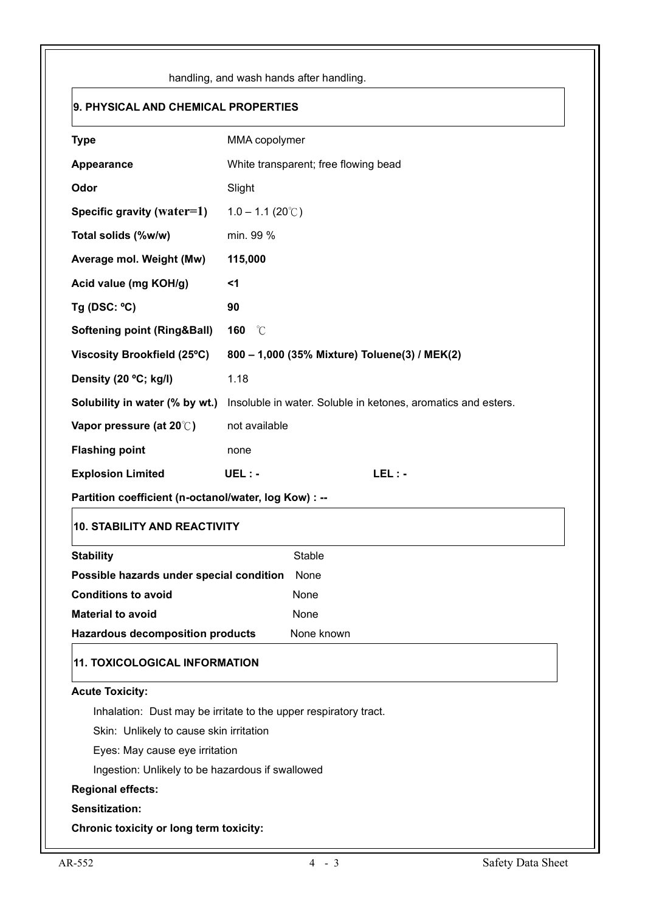handling, and wash hands after handling.

## 9. PHYSICAL AND CHEMICAL PROPERTIES

| | |
|---|---|
| **Type** | MMA copolymer |
| **Appearance** | White transparent; free flowing bead |
| **Odor** | Slight |
| **Specific gravity (water=1)** | 1.0 – 1.1 (20℃) |
| **Total solids (%w/w)** | min. 99 % |
| **Average mol. Weight (Mw)** | **115,000** |
| **Acid value (mg KOH/g)** | **<1** |
| **Tg (DSC: ºC)** | **90** |
| **Softening point (Ring&Ball)** | **160** ℃ |
| **Viscosity Brookfield (25ºC)** | **800 – 1,000 (35% Mixture) Toluene(3) / MEK(2)** |
| **Density (20 ºC; kg/l)** | 1.18 |
| **Solubility in water (% by wt.)** | Insoluble in water. Soluble in ketones, aromatics and esters. |
| **Vapor pressure (at 20℃)** | not available |
| **Flashing point** | none |
| **Explosion Limited** | **UEL : -** **LEL : -** |

**Partition coefficient (n-octanol/water, log Kow) : --**

## 10. STABILITY AND REACTIVITY

| | |
|---|---|
| **Stability** | Stable |
| **Possible hazards under special condition** | None |
| **Conditions to avoid** | None |
| **Material to avoid** | None |
| **Hazardous decomposition products** | None known |

## 11. TOXICOLOGICAL INFORMATION

**Acute Toxicity:**

Inhalation: Dust may be irritate to the upper respiratory tract.

Skin: Unlikely to cause skin irritation

Eyes: May cause eye irritation

Ingestion: Unlikely to be hazardous if swallowed

**Regional effects:**

**Sensitization:**

**Chronic toxicity or long term toxicity:**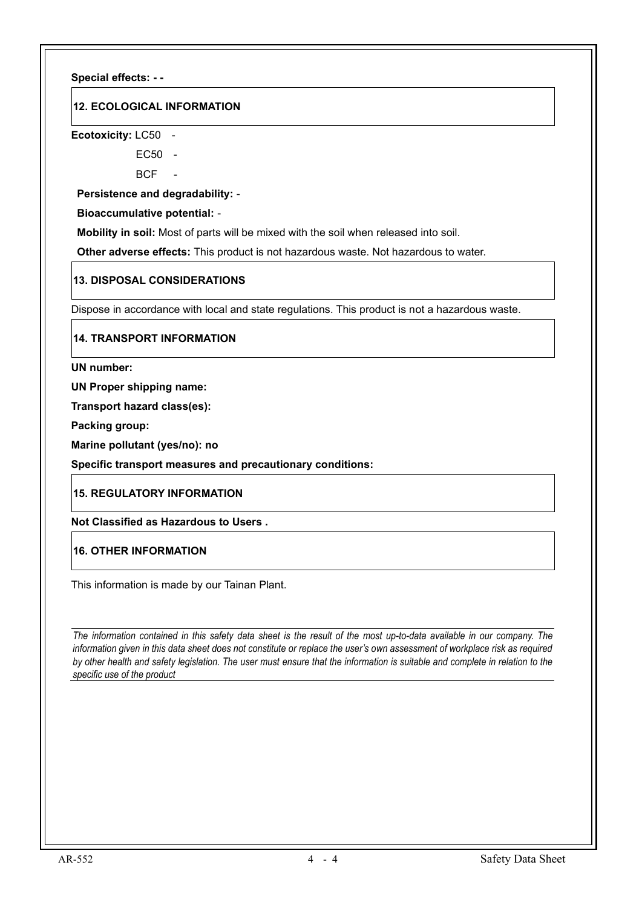**Special effects: - -**

## 12. ECOLOGICAL INFORMATION

**Ecotoxicity:** LC50 -

EC50 -

BCF -

**Persistence and degradability:** -

**Bioaccumulative potential:** -

**Mobility in soil:** Most of parts will be mixed with the soil when released into soil.

**Other adverse effects:** This product is not hazardous waste. Not hazardous to water.

## 13. DISPOSAL CONSIDERATIONS

Dispose in accordance with local and state regulations. This product is not a hazardous waste.

## 14. TRANSPORT INFORMATION

**UN number:**

**UN Proper shipping name:**

**Transport hazard class(es):**

**Packing group:**

**Marine pollutant (yes/no): no**

**Specific transport measures and precautionary conditions:**

## 15. REGULATORY INFORMATION

**Not Classified as Hazardous to Users .**

## 16. OTHER INFORMATION

This information is made by our Tainan Plant.

*The information contained in this safety data sheet is the result of the most up-to-data available in our company. The information given in this data sheet does not constitute or replace the user's own assessment of workplace risk as required by other health and safety legislation. The user must ensure that the information is suitable and complete in relation to the specific use of the product*